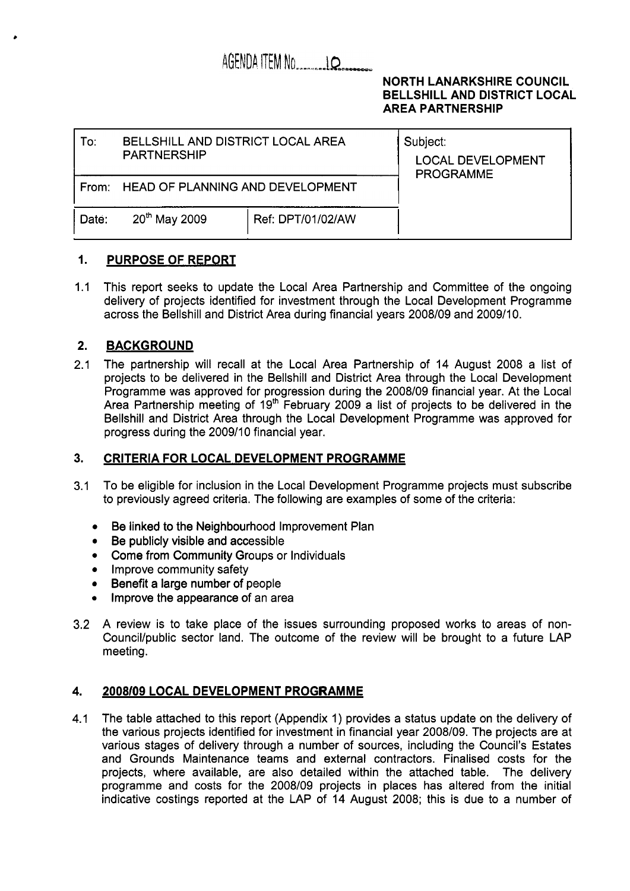AGENDA ITEM No. 10

**NORTH LANARKSHIRE COUNCIL**
**BELLSHILL AND DISTRICT LOCAL AREA PARTNERSHIP**

| To: BELLSHILL AND DISTRICT LOCAL AREA PARTNERSHIP | | Subject: LOCAL DEVELOPMENT PROGRAMME |
|---|---|---|
| From: HEAD OF PLANNING AND DEVELOPMENT | | |
| Date: 20th May 2009 | Ref: DPT/01/02/AW | |

## 1. PURPOSE OF REPORT

1.1 This report seeks to update the Local Area Partnership and Committee of the ongoing delivery of projects identified for investment through the Local Development Programme across the Bellshill and District Area during financial years 2008/09 and 2009/10.

## 2. BACKGROUND

2.1 The partnership will recall at the Local Area Partnership of 14 August 2008 a list of projects to be delivered in the Bellshill and District Area through the Local Development Programme was approved for progression during the 2008/09 financial year. At the Local Area Partnership meeting of 19th February 2009 a list of projects to be delivered in the Bellshill and District Area through the Local Development Programme was approved for progress during the 2009/10 financial year.

## 3. CRITERIA FOR LOCAL DEVELOPMENT PROGRAMME

3.1 To be eligible for inclusion in the Local Development Programme projects must subscribe to previously agreed criteria. The following are examples of some of the criteria:

- Be linked to the Neighbourhood Improvement Plan
- Be publicly visible and accessible
- Come from Community Groups or Individuals
- Improve community safety
- Benefit a large number of people
- Improve the appearance of an area

3.2 A review is to take place of the issues surrounding proposed works to areas of non-Council/public sector land. The outcome of the review will be brought to a future LAP meeting.

## 4. 2008/09 LOCAL DEVELOPMENT PROGRAMME

4.1 The table attached to this report (Appendix 1) provides a status update on the delivery of the various projects identified for investment in financial year 2008/09. The projects are at various stages of delivery through a number of sources, including the Council's Estates and Grounds Maintenance teams and external contractors. Finalised costs for the projects, where available, are also detailed within the attached table. The delivery programme and costs for the 2008/09 projects in places has altered from the initial indicative costings reported at the LAP of 14 August 2008; this is due to a number of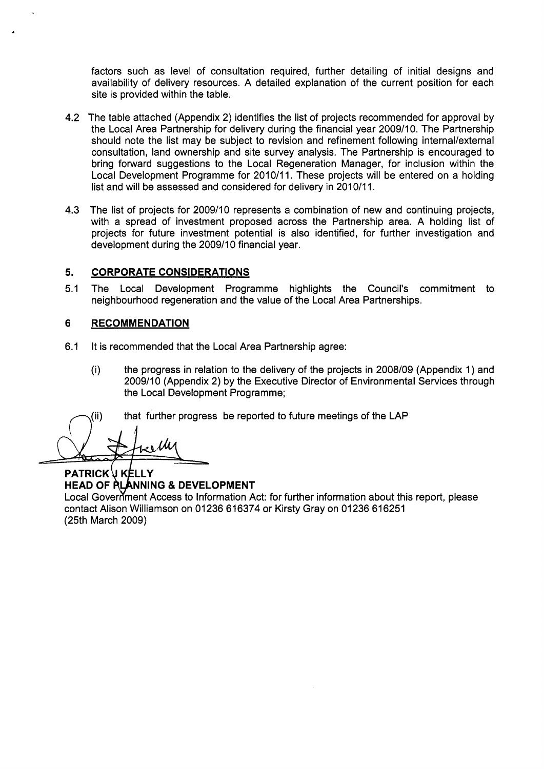factors such as level of consultation required, further detailing of initial designs and availability of delivery resources. A detailed explanation of the current position for each site is provided within the table.

4.2 The table attached (Appendix 2) identifies the list of projects recommended for approval by the Local Area Partnership for delivery during the financial year 2009/10. The Partnership should note the list may be subject to revision and refinement following internal/external consultation, land ownership and site survey analysis. The Partnership is encouraged to bring forward suggestions to the Local Regeneration Manager, for inclusion within the Local Development Programme for 2010/11. These projects will be entered on a holding list and will be assessed and considered for delivery in 2010/11.

4.3 The list of projects for 2009/10 represents a combination of new and continuing projects, with a spread of investment proposed across the Partnership area. A holding list of projects for future investment potential is also identified, for further investigation and development during the 2009/10 financial year.

## 5. CORPORATE CONSIDERATIONS

5.1 The Local Development Programme highlights the Council's commitment to neighbourhood regeneration and the value of the Local Area Partnerships.

## 6 RECOMMENDATION

6.1 It is recommended that the Local Area Partnership agree:

(i) the progress in relation to the delivery of the projects in 2008/09 (Appendix 1) and 2009/10 (Appendix 2) by the Executive Director of Environmental Services through the Local Development Programme;

(ii) that further progress be reported to future meetings of the LAP

**PATRICK J KELLY**
**HEAD OF PLANNING & DEVELOPMENT**

Local Government Access to Information Act: for further information about this report, please contact Alison Williamson on 01236 616374 or Kirsty Gray on 01236 616251
(25th March 2009)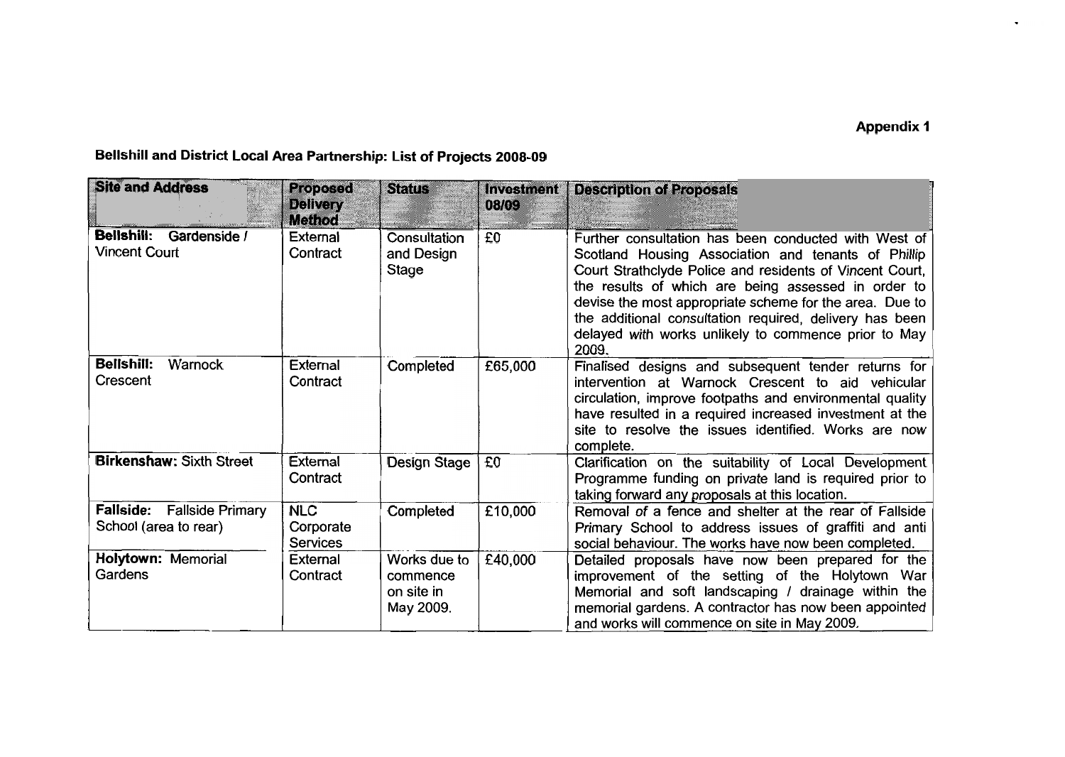**Appendix 1**

**Bellshill and District Local Area Partnership: List of Projects 2008-09**

| Site and Address | Proposed Delivery Method | Status | Investment 08/09 | Description of Proposals |
|---|---|---|---|---|
| **Bellshill:** Gardenside / Vincent Court | External Contract | Consultation and Design Stage | £0 | Further consultation has been conducted with West of Scotland Housing Association and tenants of Phillip Court Strathclyde Police and residents of Vincent Court, the results of which are being assessed in order to devise the most appropriate scheme for the area. Due to the additional consultation required, delivery has been delayed with works unlikely to commence prior to May 2009. |
| **Bellshill:** Warnock Crescent | External Contract | Completed | £65,000 | Finalised designs and subsequent tender returns for intervention at Warnock Crescent to aid vehicular circulation, improve footpaths and environmental quality have resulted in a required increased investment at the site to resolve the issues identified. Works are now complete. |
| **Birkenshaw:** Sixth Street | External Contract | Design Stage | £0 | Clarification on the suitability of Local Development Programme funding on private land is required prior to taking forward any proposals at this location. |
| **Fallside:** Fallside Primary School (area to rear) | NLC Corporate Services | Completed | £10,000 | Removal of a fence and shelter at the rear of Fallside Primary School to address issues of graffiti and anti social behaviour. The works have now been completed. |
| **Holytown:** Memorial Gardens | External Contract | Works due to commence on site in May 2009. | £40,000 | Detailed proposals have now been prepared for the improvement of the setting of the Holytown War Memorial and soft landscaping / drainage within the memorial gardens. A contractor has now been appointed and works will commence on site in May 2009. |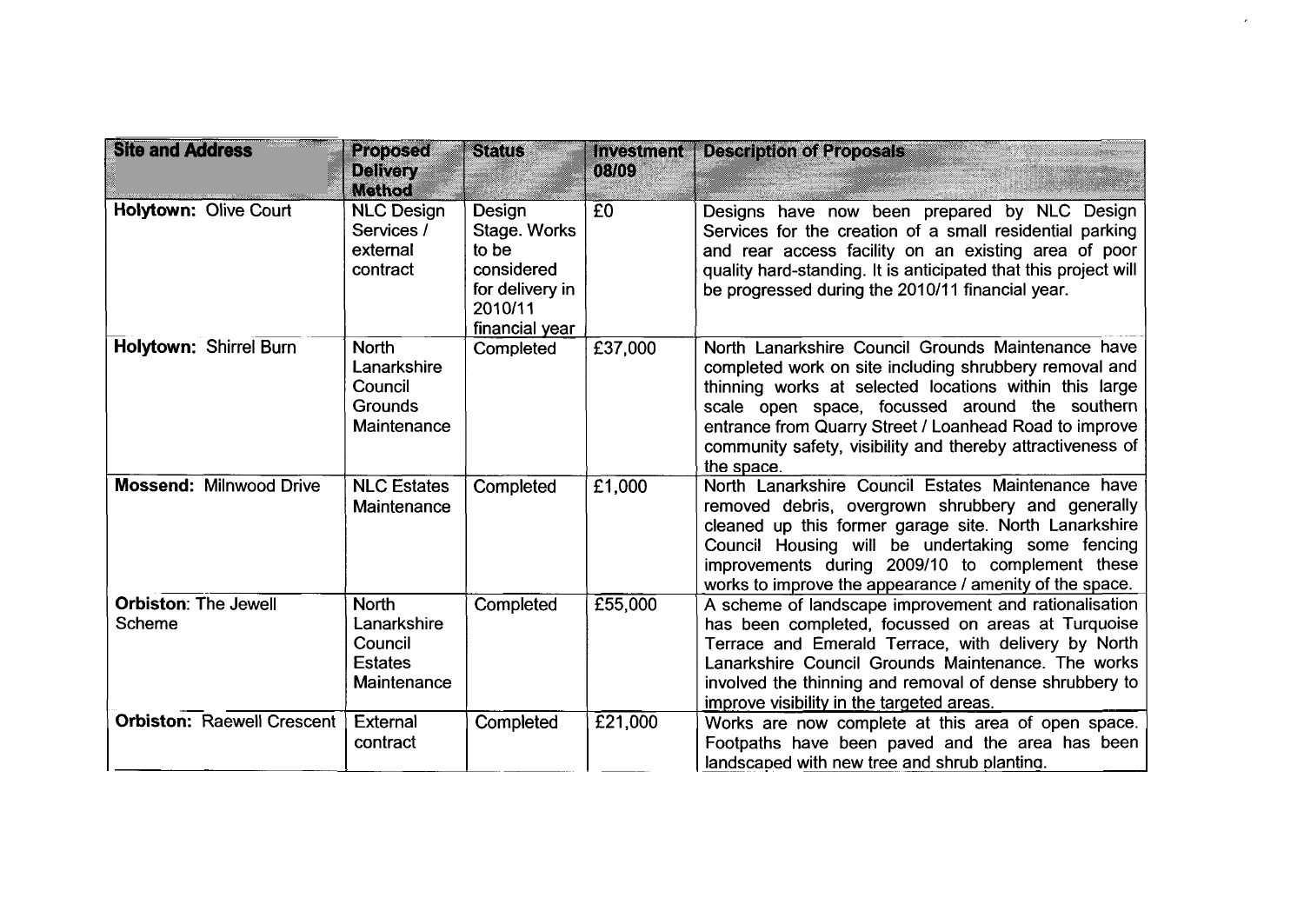| Site and Address | Proposed Delivery Method | Status | Investment 08/09 | Description of Proposals |
|---|---|---|---|---|
| **Holytown:** Olive Court | NLC Design Services / external contract | Design Stage. Works to be considered for delivery in 2010/11 financial year | £0 | Designs have now been prepared by NLC Design Services for the creation of a small residential parking and rear access facility on an existing area of poor quality hard-standing. It is anticipated that this project will be progressed during the 2010/11 financial year. |
| **Holytown:** Shirrel Burn | North Lanarkshire Council Grounds Maintenance | Completed | £37,000 | North Lanarkshire Council Grounds Maintenance have completed work on site including shrubbery removal and thinning works at selected locations within this large scale open space, focussed around the southern entrance from Quarry Street / Loanhead Road to improve community safety, visibility and thereby attractiveness of the space. |
| **Mossend:** Milnwood Drive | NLC Estates Maintenance | Completed | £1,000 | North Lanarkshire Council Estates Maintenance have removed debris, overgrown shrubbery and generally cleaned up this former garage site. North Lanarkshire Council Housing will be undertaking some fencing improvements during 2009/10 to complement these works to improve the appearance / amenity of the space. |
| **Orbiston:** The Jewell Scheme | North Lanarkshire Council Estates Maintenance | Completed | £55,000 | A scheme of landscape improvement and rationalisation has been completed, focussed on areas at Turquoise Terrace and Emerald Terrace, with delivery by North Lanarkshire Council Grounds Maintenance. The works involved the thinning and removal of dense shrubbery to improve visibility in the targeted areas. |
| **Orbiston:** Raewell Crescent | External contract | Completed | £21,000 | Works are now complete at this area of open space. Footpaths have been paved and the area has been landscaped with new tree and shrub planting. |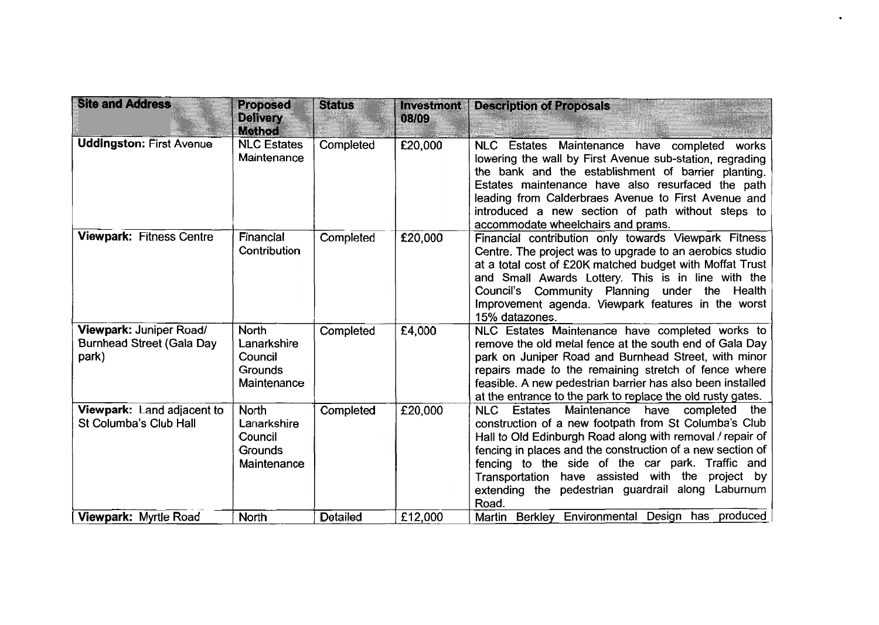| Site and Address | Proposed Delivery Method | Status | Investment 08/09 | Description of Proposals |
|---|---|---|---|---|
| **Uddingston:** First Avenue | NLC Estates Maintenance | Completed | £20,000 | NLC Estates Maintenance have completed works lowering the wall by First Avenue sub-station, regrading the bank and the establishment of barrier planting. Estates maintenance have also resurfaced the path leading from Calderbraes Avenue to First Avenue and introduced a new section of path without steps to accommodate wheelchairs and prams. |
| **Viewpark:** Fitness Centre | Financial Contribution | Completed | £20,000 | Financial contribution only towards Viewpark Fitness Centre. The project was to upgrade to an aerobics studio at a total cost of £20K matched budget with Moffat Trust and Small Awards Lottery. This is in line with the Council's Community Planning under the Health Improvement agenda. Viewpark features in the worst 15% datazones. |
| **Viewpark:** Juniper Road/ Burnhead Street (Gala Day park) | North Lanarkshire Council Grounds Maintenance | Completed | £4,000 | NLC Estates Maintenance have completed works to remove the old metal fence at the south end of Gala Day park on Juniper Road and Burnhead Street, with minor repairs made to the remaining stretch of fence where feasible. A new pedestrian barrier has also been installed at the entrance to the park to replace the old rusty gates. |
| **Viewpark:** Land adjacent to St Columba's Club Hall | North Lanarkshire Council Grounds Maintenance | Completed | £20,000 | NLC Estates Maintenance have completed the construction of a new footpath from St Columba's Club Hall to Old Edinburgh Road along with removal / repair of fencing in places and the construction of a new section of fencing to the side of the car park. Traffic and Transportation have assisted with the project by extending the pedestrian guardrail along Laburnum Road. |
| **Viewpark:** Myrtle Road | North | Detailed | £12,000 | Martin Berkley Environmental Design has produced |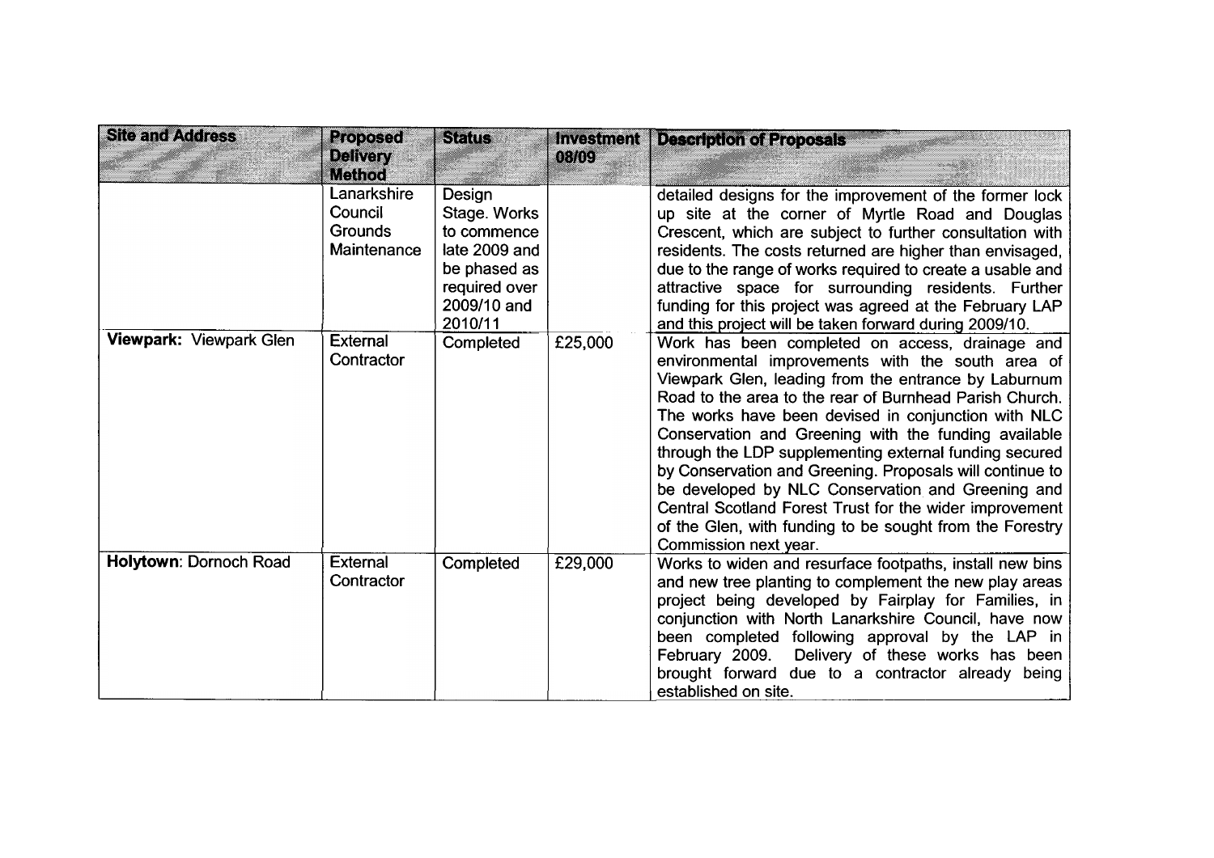| Site and Address | Proposed Delivery Method | Status | Investment 08/09 | Description of Proposals |
|---|---|---|---|---|
| | Lanarkshire Council Grounds Maintenance | Design Stage. Works to commence late 2009 and be phased as required over 2009/10 and 2010/11 | | detailed designs for the improvement of the former lock up site at the corner of Myrtle Road and Douglas Crescent, which are subject to further consultation with residents. The costs returned are higher than envisaged, due to the range of works required to create a usable and attractive space for surrounding residents. Further funding for this project was agreed at the February LAP and this project will be taken forward during 2009/10. |
| **Viewpark:** Viewpark Glen | External Contractor | Completed | £25,000 | Work has been completed on access, drainage and environmental improvements with the south area of Viewpark Glen, leading from the entrance by Laburnum Road to the area to the rear of Burnhead Parish Church. The works have been devised in conjunction with NLC Conservation and Greening with the funding available through the LDP supplementing external funding secured by Conservation and Greening. Proposals will continue to be developed by NLC Conservation and Greening and Central Scotland Forest Trust for the wider improvement of the Glen, with funding to be sought from the Forestry Commission next year. |
| **Holytown:** Dornoch Road | External Contractor | Completed | £29,000 | Works to widen and resurface footpaths, install new bins and new tree planting to complement the new play areas project being developed by Fairplay for Families, in conjunction with North Lanarkshire Council, have now been completed following approval by the LAP in February 2009. Delivery of these works has been brought forward due to a contractor already being established on site. |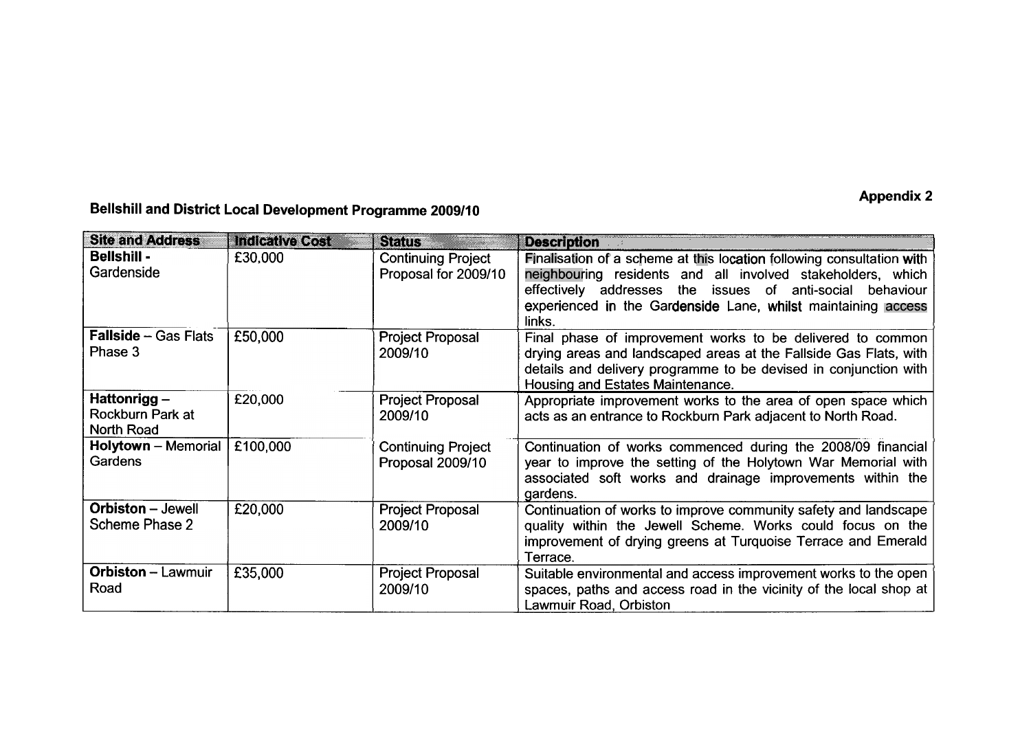**Appendix 2**

## Bellshill and District Local Development Programme 2009/10

| Site and Address | Indicative Cost | Status | Description |
|---|---|---|---|
| **Bellshill -** Gardenside | £30,000 | Continuing Project Proposal for 2009/10 | Finalisation of a scheme at this location following consultation with neighbouring residents and all involved stakeholders, which effectively addresses the issues of anti-social behaviour experienced in the Gardenside Lane, whilst maintaining access links. |
| **Fallside** – Gas Flats Phase 3 | £50,000 | Project Proposal 2009/10 | Final phase of improvement works to be delivered to common drying areas and landscaped areas at the Fallside Gas Flats, with details and delivery programme to be devised in conjunction with Housing and Estates Maintenance. |
| **Hattonrigg** – Rockburn Park at North Road | £20,000 | Project Proposal 2009/10 | Appropriate improvement works to the area of open space which acts as an entrance to Rockburn Park adjacent to North Road. |
| **Holytown** – Memorial Gardens | £100,000 | Continuing Project Proposal 2009/10 | Continuation of works commenced during the 2008/09 financial year to improve the setting of the Holytown War Memorial with associated soft works and drainage improvements within the gardens. |
| **Orbiston** – Jewell Scheme Phase 2 | £20,000 | Project Proposal 2009/10 | Continuation of works to improve community safety and landscape quality within the Jewell Scheme. Works could focus on the improvement of drying greens at Turquoise Terrace and Emerald Terrace. |
| **Orbiston** – Lawmuir Road | £35,000 | Project Proposal 2009/10 | Suitable environmental and access improvement works to the open spaces, paths and access road in the vicinity of the local shop at Lawmuir Road, Orbiston |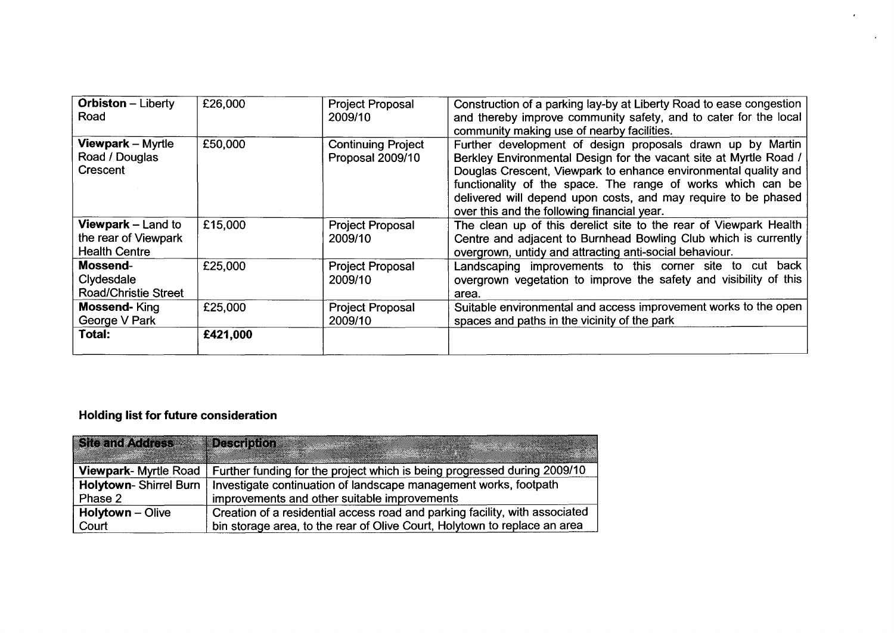| **Orbiston** – Liberty Road | £26,000 | Project Proposal 2009/10 | Construction of a parking lay-by at Liberty Road to ease congestion and thereby improve community safety, and to cater for the local community making use of nearby facilities. |
|---|---|---|---|
| **Viewpark** – Myrtle Road / Douglas Crescent | £50,000 | Continuing Project Proposal 2009/10 | Further development of design proposals drawn up by Martin Berkley Environmental Design for the vacant site at Myrtle Road / Douglas Crescent, Viewpark to enhance environmental quality and functionality of the space. The range of works which can be delivered will depend upon costs, and may require to be phased over this and the following financial year. |
| **Viewpark** – Land to the rear of Viewpark Health Centre | £15,000 | Project Proposal 2009/10 | The clean up of this derelict site to the rear of Viewpark Health Centre and adjacent to Burnhead Bowling Club which is currently overgrown, untidy and attracting anti-social behaviour. |
| **Mossend**- Clydesdale Road/Christie Street | £25,000 | Project Proposal 2009/10 | Landscaping improvements to this corner site to cut back overgrown vegetation to improve the safety and visibility of this area. |
| **Mossend**- King George V Park | £25,000 | Project Proposal 2009/10 | Suitable environmental and access improvement works to the open spaces and paths in the vicinity of the park |
| **Total:** | **£421,000** | | |

### Holding list for future consideration

| Site and Address | Description |
|---|---|
| **Viewpark**- Myrtle Road | Further funding for the project which is being progressed during 2009/10 |
| **Holytown**- Shirrel Burn Phase 2 | Investigate continuation of landscape management works, footpath improvements and other suitable improvements |
| **Holytown** – Olive Court | Creation of a residential access road and parking facility, with associated bin storage area, to the rear of Olive Court, Holytown to replace an area |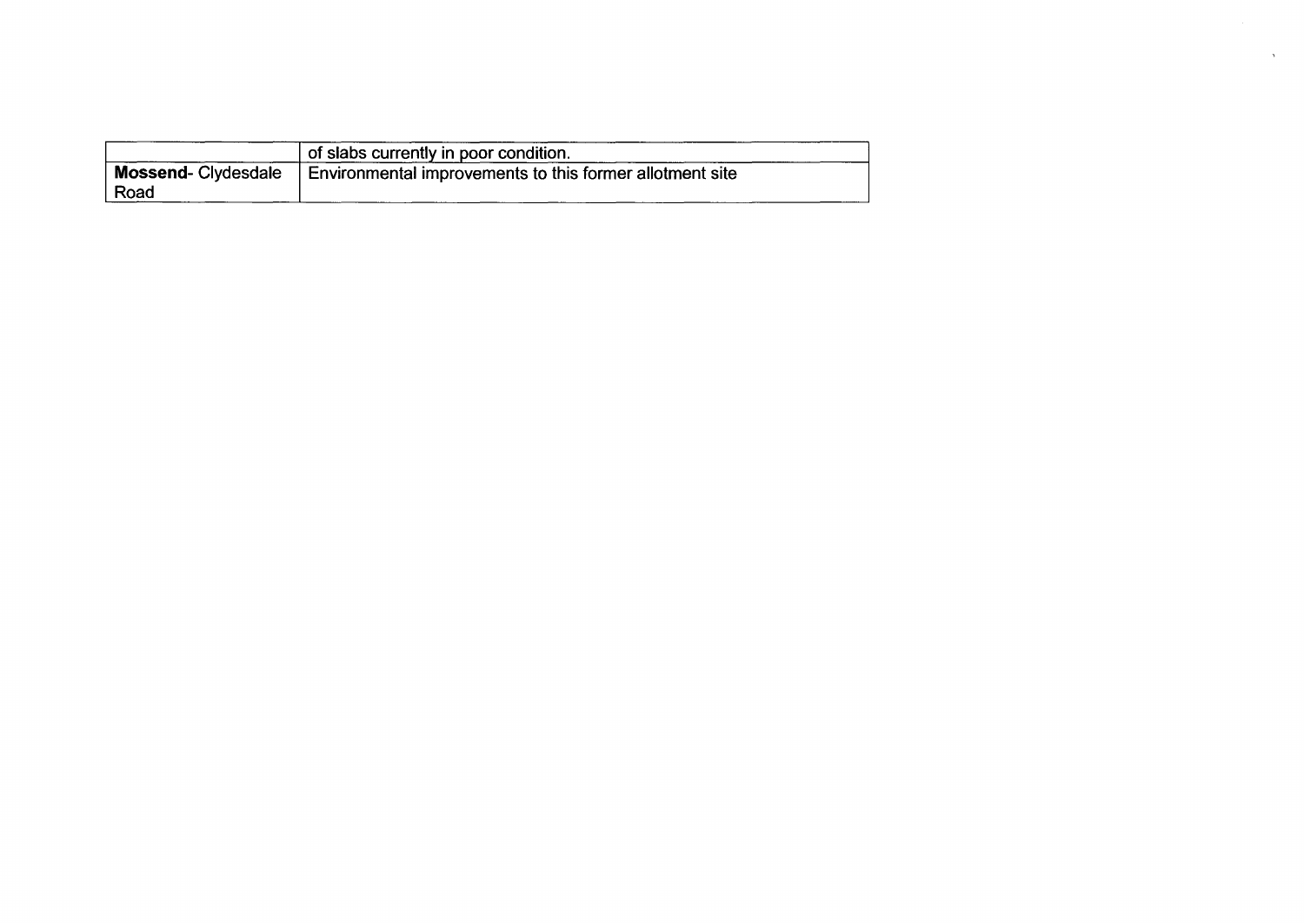| | |
|---|---|
| | of slabs currently in poor condition. |
| **Mossend**- Clydesdale Road | Environmental improvements to this former allotment site |